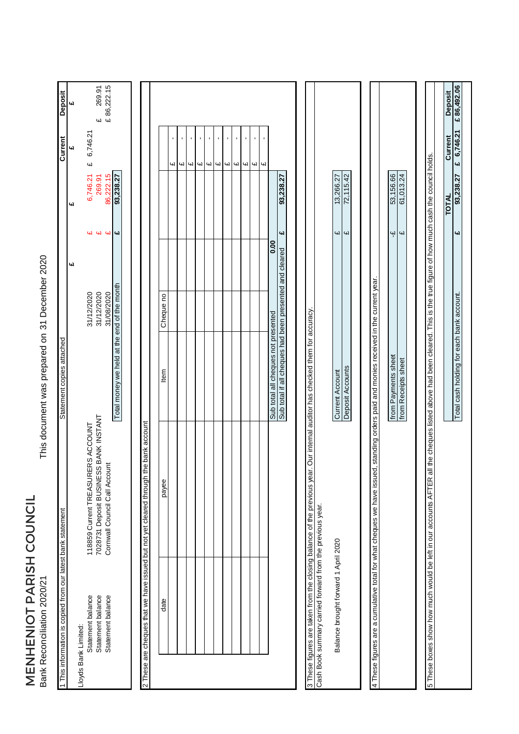# MENHENIOT PARISH COUNCIL

Bank Reconciliation 2020/21

This document was prepared on 31 December 2020

1 This information is copied from our latest bank statement

Statement copies attached

| | | | £ | £ | Current £ | Deposit £ |
|---|---|---|---|---|---|---|
| Lloyds Bank Limited: | | | | | | |
| Statement balance | 118859 Current TREASURERS ACCOUNT | 31/12/2020 | | £ 6,746.21 | £ 6,746.21 | |
| Statement balance | 7028731 Deposit BUSINESS BANK INSTANT | 31/12/2020 | | £ 269.91 | | £ 269.91 |
| Statement balance | Cornwall Council Call Account | 31/08/2020 | | £ 86,222.15 | | £ 86,222.15 |
| | | Total money we held at the end of the month | | £ 93,238.27 | | |

2 These are cheques that we have issued but not yet cleared through the bank account

| date | payee | Item | Cheque no | | | |
|---|---|---|---|---|---|---|
| | | | | | | £ - |
| | | | | | | £ - |
| | | | | | | £ - |
| | | | | | | £ - |
| | | | | | | £ - |
| | | | | | | £ - |
| | | | | | | £ - |
| | | | | | | £ - |
| | | | | | | £ - |
| | | | | | | £ - |
| | | Sub total all cheques not presented | | 0.00 | | |
| | | Sub total if all cheques had been presented and cleared | | | £ 93,238.27 | |

3 These figures are taken from the closing balance of the previous year. Our internal auditor has checked them for accuracy.
Cash Book summary carried forward from the previous year.

| | | | |
|---|---|---|---|
| Balance brought forward 1 April 2020 | Current Account | £ | 13,266.27 |
| | Deposit Accounts | £ | 72,115.42 |

4 These figures are a cumulative total for what cheques we have issued, standing orders paid and monies received in the current year.

| | | |
|---|---|---|
| from Payments sheet | -£ | 53,156.66 |
| from Receipts sheet | £ | 61,013.24 |

5 These boxes show how much would be left in our accounts AFTER all the cheques listed above had been cleared. This is the true figure of how much cash the council holds.

| | TOTAL | Current | Deposit |
|---|---|---|---|
| Total cash holding for each bank account. | £ 93,238.27 | £ 6,746.21 | £ 86,492.06 |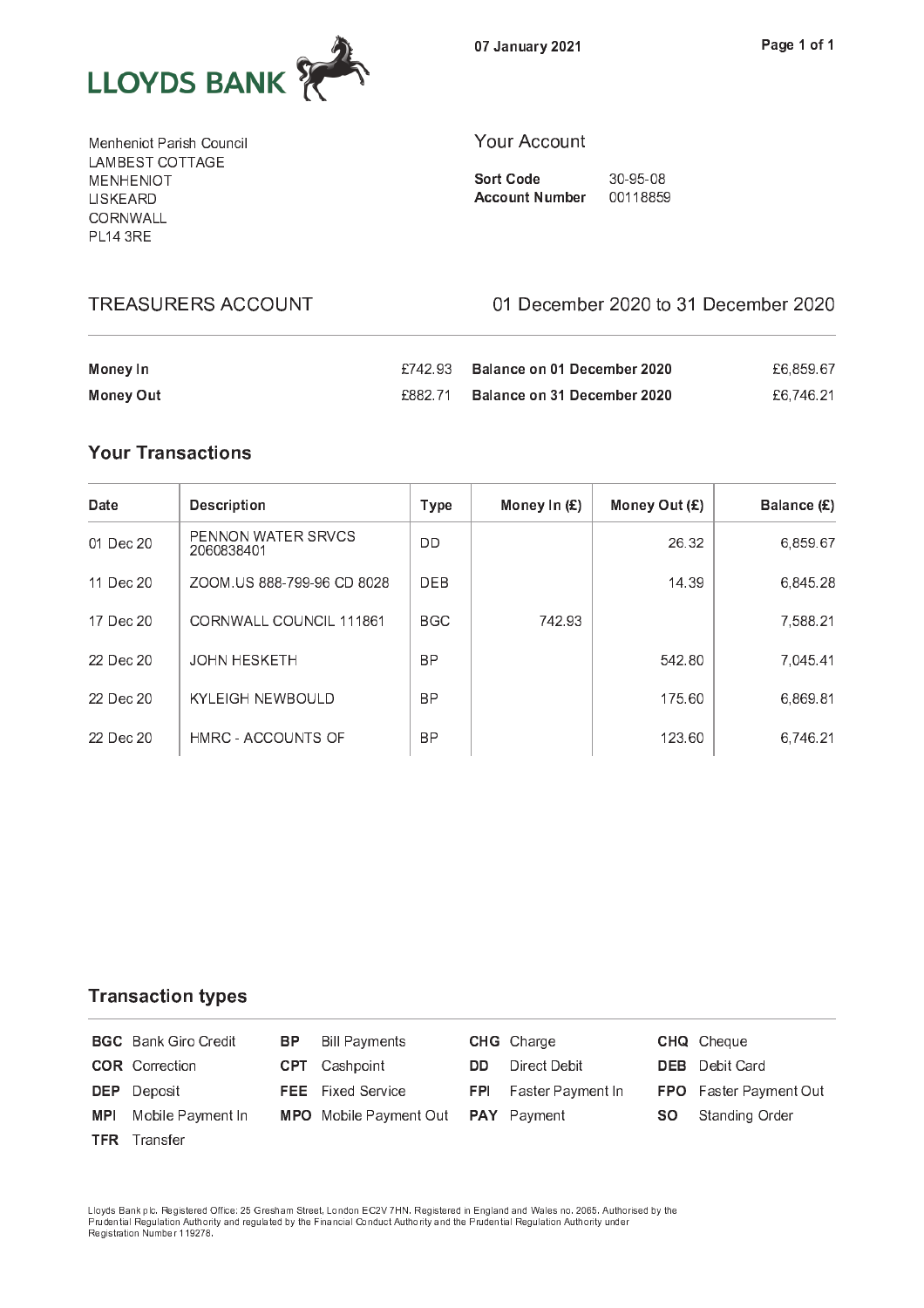LLOYDS BANK

07 January 2021

Menheniot Parish Council
LAMBEST COTTAGE
MENHENIOT
LISKEARD
CORNWALL
PL14 3RE

## Your Account

**Sort Code** 30-95-08
**Account Number** 00118859

## TREASURERS ACCOUNT

01 December 2020 to 31 December 2020

| | | | |
|---|---|---|---|
| **Money In** | £742.93 | **Balance on 01 December 2020** | £6,859.67 |
| **Money Out** | £882.71 | **Balance on 31 December 2020** | £6,746.21 |

### Your Transactions

| Date | Description | Type | Money In (£) | Money Out (£) | Balance (£) |
|---|---|---|---|---|---|
| 01 Dec 20 | PENNON WATER SRVCS 2060838401 | DD | | 26.32 | 6,859.67 |
| 11 Dec 20 | ZOOM.US 888-799-96 CD 8028 | DEB | | 14.39 | 6,845.28 |
| 17 Dec 20 | CORNWALL COUNCIL 111861 | BGC | 742.93 | | 7,588.21 |
| 22 Dec 20 | JOHN HESKETH | BP | | 542.80 | 7,045.41 |
| 22 Dec 20 | KYLEIGH NEWBOULD | BP | | 175.60 | 6,869.81 |
| 22 Dec 20 | HMRC - ACCOUNTS OF | BP | | 123.60 | 6,746.21 |

### Transaction types

| | | | | | | | |
|---|---|---|---|---|---|---|---|
| **BGC** | Bank Giro Credit | **BP** | Bill Payments | **CHG** | Charge | **CHQ** | Cheque |
| **COR** | Correction | **CPT** | Cashpoint | **DD** | Direct Debit | **DEB** | Debit Card |
| **DEP** | Deposit | **FEE** | Fixed Service | **FPI** | Faster Payment In | **FPO** | Faster Payment Out |
| **MPI** | Mobile Payment In | **MPO** | Mobile Payment Out | **PAY** | Payment | **SO** | Standing Order |
| **TFR** | Transfer | | | | | | |

Lloyds Bank plc. Registered Office: 25 Gresham Street, London EC2V 7HN. Registered in England and Wales no. 2065. Authorised by the Prudential Regulation Authority and regulated by the Financial Conduct Authority and the Prudential Regulation Authority under Registration Number 119278.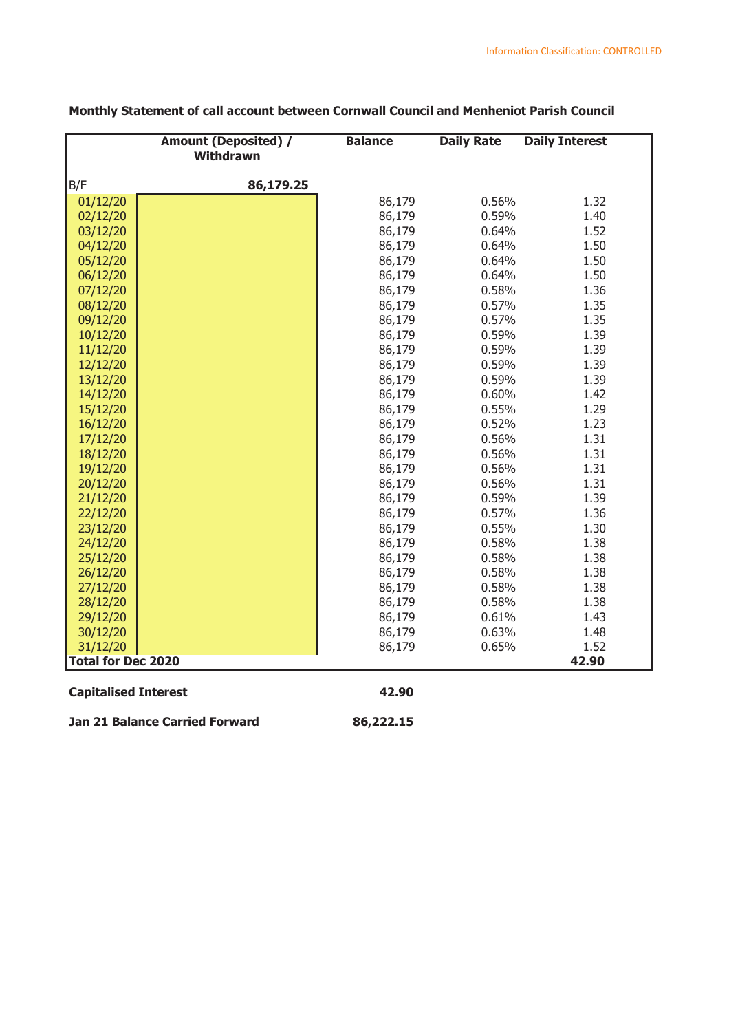Information Classification: CONTROLLED

**Monthly Statement of call account between Cornwall Council and Menheniot Parish Council**

| | Amount (Deposited) / Withdrawn | Balance | Daily Rate | Daily Interest |
|---|---|---|---|---|
| B/F | 86,179.25 | | | |
| 01/12/20 | | 86,179 | 0.56% | 1.32 |
| 02/12/20 | | 86,179 | 0.59% | 1.40 |
| 03/12/20 | | 86,179 | 0.64% | 1.52 |
| 04/12/20 | | 86,179 | 0.64% | 1.50 |
| 05/12/20 | | 86,179 | 0.64% | 1.50 |
| 06/12/20 | | 86,179 | 0.64% | 1.50 |
| 07/12/20 | | 86,179 | 0.58% | 1.36 |
| 08/12/20 | | 86,179 | 0.57% | 1.35 |
| 09/12/20 | | 86,179 | 0.57% | 1.35 |
| 10/12/20 | | 86,179 | 0.59% | 1.39 |
| 11/12/20 | | 86,179 | 0.59% | 1.39 |
| 12/12/20 | | 86,179 | 0.59% | 1.39 |
| 13/12/20 | | 86,179 | 0.59% | 1.39 |
| 14/12/20 | | 86,179 | 0.60% | 1.42 |
| 15/12/20 | | 86,179 | 0.55% | 1.29 |
| 16/12/20 | | 86,179 | 0.52% | 1.23 |
| 17/12/20 | | 86,179 | 0.56% | 1.31 |
| 18/12/20 | | 86,179 | 0.56% | 1.31 |
| 19/12/20 | | 86,179 | 0.56% | 1.31 |
| 20/12/20 | | 86,179 | 0.56% | 1.31 |
| 21/12/20 | | 86,179 | 0.59% | 1.39 |
| 22/12/20 | | 86,179 | 0.57% | 1.36 |
| 23/12/20 | | 86,179 | 0.55% | 1.30 |
| 24/12/20 | | 86,179 | 0.58% | 1.38 |
| 25/12/20 | | 86,179 | 0.58% | 1.38 |
| 26/12/20 | | 86,179 | 0.58% | 1.38 |
| 27/12/20 | | 86,179 | 0.58% | 1.38 |
| 28/12/20 | | 86,179 | 0.58% | 1.38 |
| 29/12/20 | | 86,179 | 0.61% | 1.43 |
| 30/12/20 | | 86,179 | 0.63% | 1.48 |
| 31/12/20 | | 86,179 | 0.65% | 1.52 |
| **Total for Dec 2020** | | | | **42.90** |

**Capitalised Interest** **42.90**

**Jan 21 Balance Carried Forward** **86,222.15**